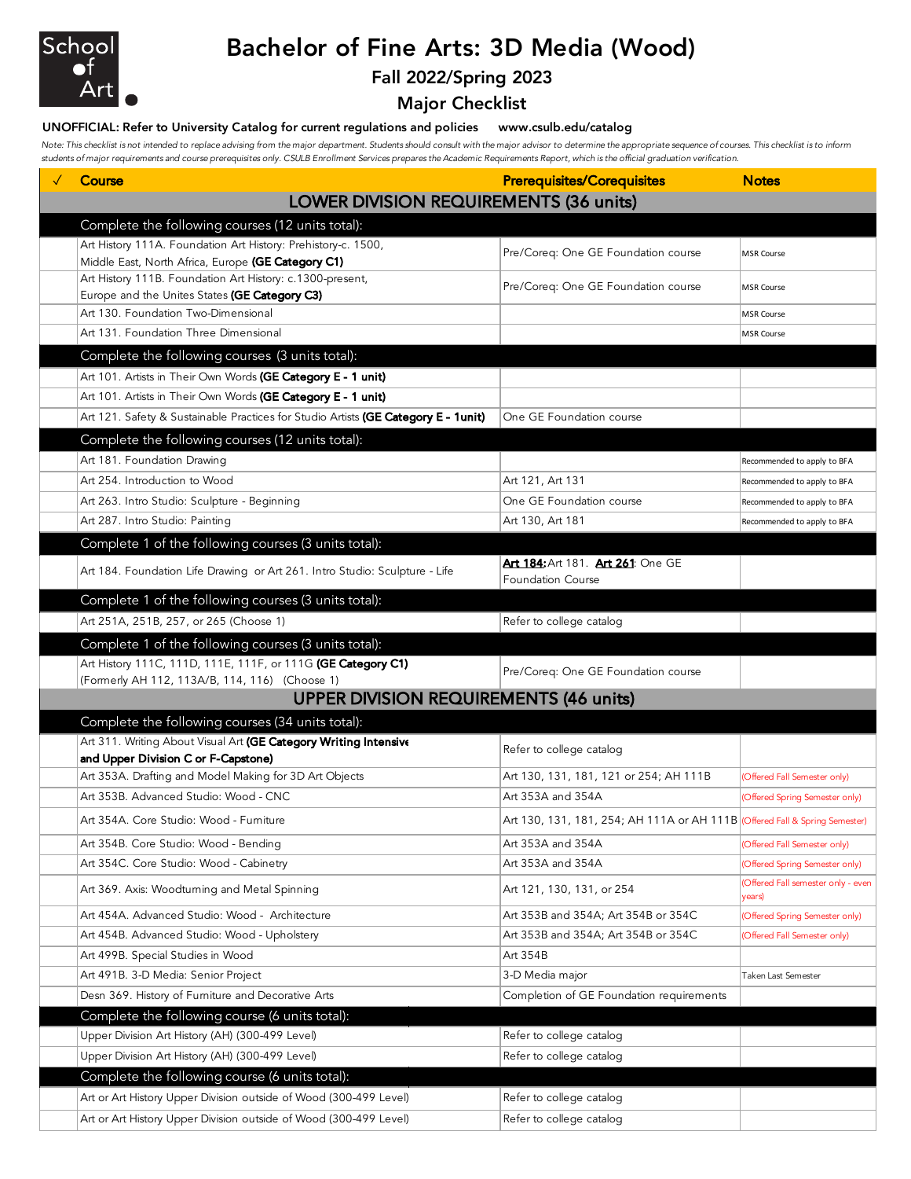School of Art

# Bachelor of Fine Arts: 3D Media (Wood)

## Fall 2022/Spring 2023

## Major Checklist

**UNOFFICIAL: Refer to University Catalog for current regulations and policies www.csulb.edu/catalog**

*Note: This checklist is not intended to replace advising from the major department. Students should consult with the major advisor to determine the appropriate sequence of courses. This checklist is to inform students of major requirements and course prerequisites only. CSULB Enrollment Services prepares the Academic Requirements Report, which is the official graduation verification.*

| ✓ | Course | Prerequisites/Corequisites | Notes |
|---|---|---|---|
| | **LOWER DIVISION REQUIREMENTS (36 units)** | | |
| | Complete the following courses (12 units total): | | |
| | Art History 111A. Foundation Art History: Prehistory-c. 1500, Middle East, North Africa, Europe **(GE Category C1)** | Pre/Coreq: One GE Foundation course | MSR Course |
| | Art History 111B. Foundation Art History: c.1300-present, Europe and the Unites States **(GE Category C3)** | Pre/Coreq: One GE Foundation course | MSR Course |
| | Art 130. Foundation Two-Dimensional | | MSR Course |
| | Art 131. Foundation Three Dimensional | | MSR Course |
| | Complete the following courses (3 units total): | | |
| | Art 101. Artists in Their Own Words **(GE Category E - 1 unit)** | | |
| | Art 101. Artists in Their Own Words **(GE Category E - 1 unit)** | | |
| | Art 121. Safety & Sustainable Practices for Studio Artists **(GE Category E - 1unit)** | One GE Foundation course | |
| | Complete the following courses (12 units total): | | |
| | Art 181. Foundation Drawing | | Recommended to apply to BFA |
| | Art 254. Introduction to Wood | Art 121, Art 131 | Recommended to apply to BFA |
| | Art 263. Intro Studio: Sculpture - Beginning | One GE Foundation course | Recommended to apply to BFA |
| | Art 287. Intro Studio: Painting | Art 130, Art 181 | Recommended to apply to BFA |
| | Complete 1 of the following courses (3 units total): | | |
| | Art 184. Foundation Life Drawing or Art 261. Intro Studio: Sculpture - Life | **Art 184:** Art 181. **Art 261**: One GE Foundation Course | |
| | Complete 1 of the following courses (3 units total): | | |
| | Art 251A, 251B, 257, or 265 (Choose 1) | Refer to college catalog | |
| | Complete 1 of the following courses (3 units total): | | |
| | Art History 111C, 111D, 111E, 111F, or 111G **(GE Category C1)** (Formerly AH 112, 113A/B, 114, 116) (Choose 1) | Pre/Coreq: One GE Foundation course | |
| | **UPPER DIVISION REQUIREMENTS (46 units)** | | |
| | Complete the following courses (34 units total): | | |
| | Art 311. Writing About Visual Art **(GE Category Writing Intensive and Upper Division C or F-Capstone)** | Refer to college catalog | |
| | Art 353A. Drafting and Model Making for 3D Art Objects | Art 130, 131, 181, 121 or 254; AH 111B | (Offered Fall Semester only) |
| | Art 353B. Advanced Studio: Wood - CNC | Art 353A and 354A | (Offered Spring Semester only) |
| | Art 354A. Core Studio: Wood - Furniture | Art 130, 131, 181, 254; AH 111A or AH 111B | (Offered Fall & Spring Semester) |
| | Art 354B. Core Studio: Wood - Bending | Art 353A and 354A | (Offered Fall Semester only) |
| | Art 354C. Core Studio: Wood - Cabinetry | Art 353A and 354A | (Offered Spring Semester only) |
| | Art 369. Axis: Woodturning and Metal Spinning | Art 121, 130, 131, or 254 | (Offered Fall semester only - even years) |
| | Art 454A. Advanced Studio: Wood - Architecture | Art 353B and 354A; Art 354B or 354C | (Offered Spring Semester only) |
| | Art 454B. Advanced Studio: Wood - Upholstery | Art 353B and 354A; Art 354B or 354C | (Offered Fall Semester only) |
| | Art 499B. Special Studies in Wood | Art 354B | |
| | Art 491B. 3-D Media: Senior Project | 3-D Media major | Taken Last Semester |
| | Desn 369. History of Furniture and Decorative Arts | Completion of GE Foundation requirements | |
| | Complete the following course (6 units total): | | |
| | Upper Division Art History (AH) (300-499 Level) | Refer to college catalog | |
| | Upper Division Art History (AH) (300-499 Level) | Refer to college catalog | |
| | Complete the following course (6 units total): | | |
| | Art or Art History Upper Division outside of Wood (300-499 Level) | Refer to college catalog | |
| | Art or Art History Upper Division outside of Wood (300-499 Level) | Refer to college catalog | |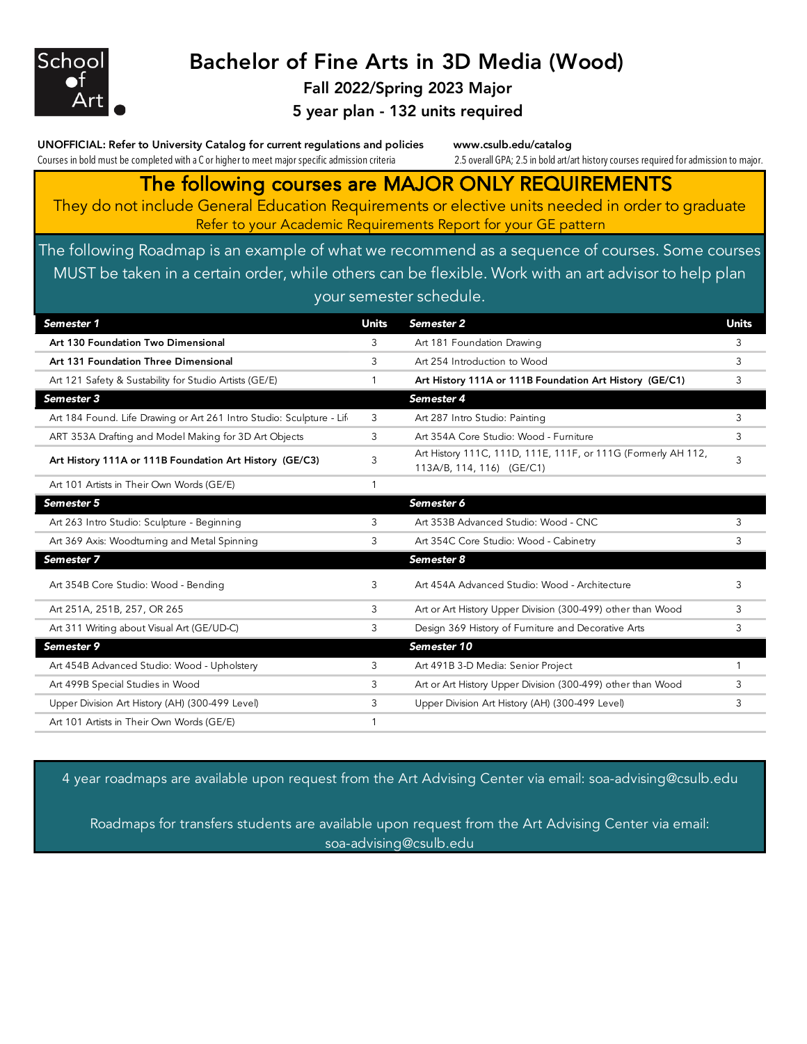School of Art

# Bachelor of Fine Arts in 3D Media (Wood)

### Fall 2022/Spring 2023 Major

### 5 year plan - 132 units required

**UNOFFICIAL: Refer to University Catalog for current regulations and policies**
Courses in bold must be completed with a C or higher to meet major specific admission criteria

**www.csulb.edu/catalog**
2.5 overall GPA; 2.5 in bold art/art history courses required for admission to major.

## The following courses are MAJOR ONLY REQUIREMENTS

They do not include General Education Requirements or elective units needed in order to graduate
Refer to your Academic Requirements Report for your GE pattern

The following Roadmap is an example of what we recommend as a sequence of courses. Some courses MUST be taken in a certain order, while others can be flexible. Work with an art advisor to help plan your semester schedule.

| ***Semester 1*** | **Units** | ***Semester 2*** | **Units** |
|---|---|---|---|
| **Art 130 Foundation Two Dimensional** | 3 | Art 181 Foundation Drawing | 3 |
| **Art 131 Foundation Three Dimensional** | 3 | Art 254 Introduction to Wood | 3 |
| Art 121 Safety & Sustability for Studio Artists (GE/E) | 1 | **Art History 111A or 111B Foundation Art History (GE/C1)** | 3 |
| ***Semester 3*** | | ***Semester 4*** | |
| Art 184 Found. Life Drawing or Art 261 Intro Studio: Sculpture - Lif | 3 | Art 287 Intro Studio: Painting | 3 |
| ART 353A Drafting and Model Making for 3D Art Objects | 3 | Art 354A Core Studio: Wood - Furniture | 3 |
| **Art History 111A or 111B Foundation Art History (GE/C3)** | 3 | Art History 111C, 111D, 111E, 111F, or 111G (Formerly AH 112, 113A/B, 114, 116) (GE/C1) | 3 |
| Art 101 Artists in Their Own Words (GE/E) | 1 | | |
| ***Semester 5*** | | ***Semester 6*** | |
| Art 263 Intro Studio: Sculpture - Beginning | 3 | Art 353B Advanced Studio: Wood - CNC | 3 |
| Art 369 Axis: Woodturning and Metal Spinning | 3 | Art 354C Core Studio: Wood - Cabinetry | 3 |
| ***Semester 7*** | | ***Semester 8*** | |
| Art 354B Core Studio: Wood - Bending | 3 | Art 454A Advanced Studio: Wood - Architecture | 3 |
| Art 251A, 251B, 257, OR 265 | 3 | Art or Art History Upper Division (300-499) other than Wood | 3 |
| Art 311 Writing about Visual Art (GE/UD-C) | 3 | Design 369 History of Furniture and Decorative Arts | 3 |
| ***Semester 9*** | | ***Semester 10*** | |
| Art 454B Advanced Studio: Wood - Upholstery | 3 | Art 491B 3-D Media: Senior Project | 1 |
| Art 499B Special Studies in Wood | 3 | Art or Art History Upper Division (300-499) other than Wood | 3 |
| Upper Division Art History (AH) (300-499 Level) | 3 | Upper Division Art History (AH) (300-499 Level) | 3 |
| Art 101 Artists in Their Own Words (GE/E) | 1 | | |

4 year roadmaps are available upon request from the Art Advising Center via email: soa-advising@csulb.edu

Roadmaps for transfers students are available upon request from the Art Advising Center via email: soa-advising@csulb.edu